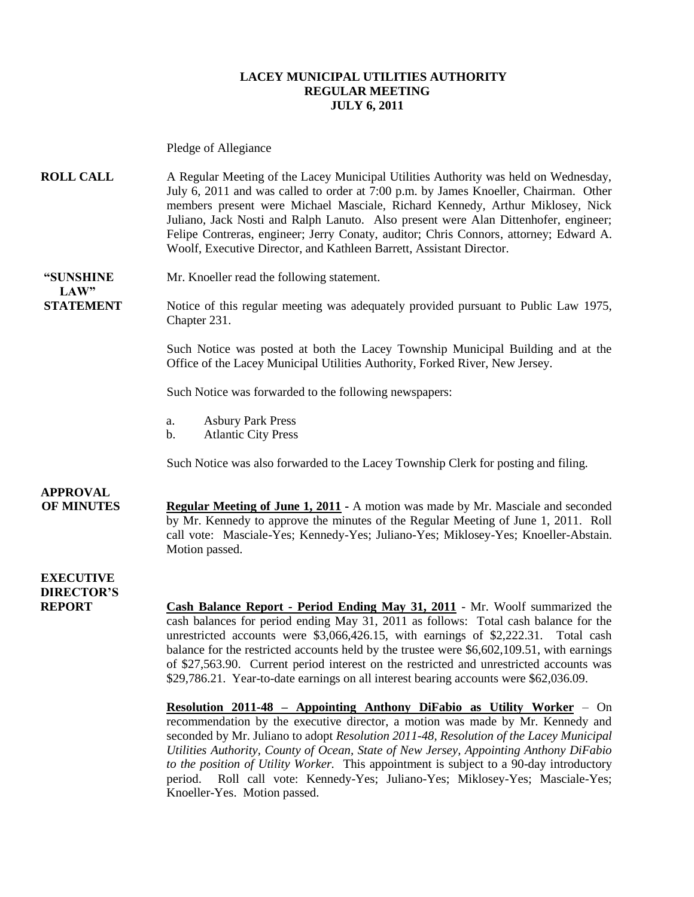# LACEY MUNICIPAL UTILITIES AUTHORITY
## REGULAR MEETING
## JULY 6, 2011

Pledge of Allegiance

**ROLL CALL** A Regular Meeting of the Lacey Municipal Utilities Authority was held on Wednesday, July 6, 2011 and was called to order at 7:00 p.m. by James Knoeller, Chairman. Other members present were Michael Masciale, Richard Kennedy, Arthur Miklosey, Nick Juliano, Jack Nosti and Ralph Lanuto. Also present were Alan Dittenhofer, engineer; Felipe Contreras, engineer; Jerry Conaty, auditor; Chris Connors, attorney; Edward A. Woolf, Executive Director, and Kathleen Barrett, Assistant Director.

**"SUNSHINE LAW" STATEMENT** Mr. Knoeller read the following statement.

Notice of this regular meeting was adequately provided pursuant to Public Law 1975, Chapter 231.

Such Notice was posted at both the Lacey Township Municipal Building and at the Office of the Lacey Municipal Utilities Authority, Forked River, New Jersey.

Such Notice was forwarded to the following newspapers:

a. Asbury Park Press
b. Atlantic City Press

Such Notice was also forwarded to the Lacey Township Clerk for posting and filing.

**APPROVAL OF MINUTES** **Regular Meeting of June 1, 2011** - A motion was made by Mr. Masciale and seconded by Mr. Kennedy to approve the minutes of the Regular Meeting of June 1, 2011. Roll call vote: Masciale-Yes; Kennedy-Yes; Juliano-Yes; Miklosey-Yes; Knoeller-Abstain. Motion passed.

**EXECUTIVE DIRECTOR'S REPORT** **Cash Balance Report - Period Ending May 31, 2011** - Mr. Woolf summarized the cash balances for period ending May 31, 2011 as follows: Total cash balance for the unrestricted accounts were $3,066,426.15, with earnings of $2,222.31. Total cash balance for the restricted accounts held by the trustee were $6,602,109.51, with earnings of $27,563.90. Current period interest on the restricted and unrestricted accounts was $29,786.21. Year-to-date earnings on all interest bearing accounts were $62,036.09.

**Resolution 2011-48 – Appointing Anthony DiFabio as Utility Worker** – On recommendation by the executive director, a motion was made by Mr. Kennedy and seconded by Mr. Juliano to adopt *Resolution 2011-48, Resolution of the Lacey Municipal Utilities Authority, County of Ocean, State of New Jersey, Appointing Anthony DiFabio to the position of Utility Worker.* This appointment is subject to a 90-day introductory period. Roll call vote: Kennedy-Yes; Juliano-Yes; Miklosey-Yes; Masciale-Yes; Knoeller-Yes. Motion passed.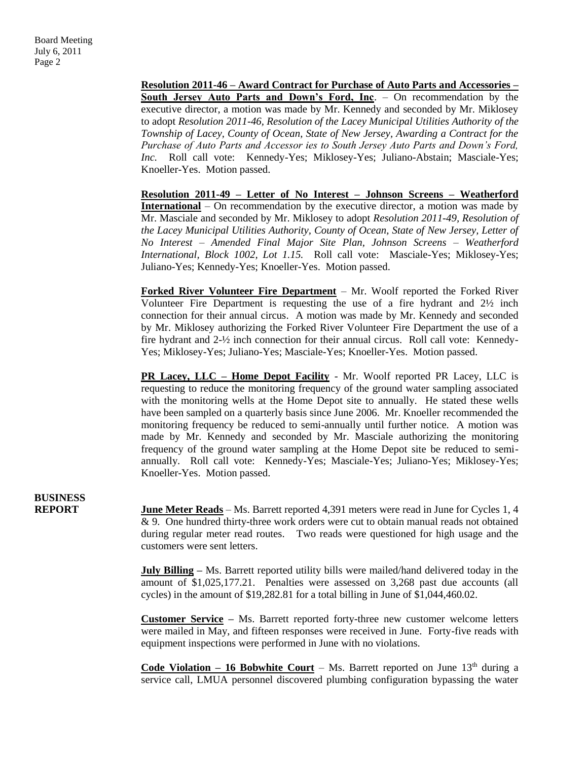**Resolution 2011-46 – Award Contract for Purchase of Auto Parts and Accessories – South Jersey Auto Parts and Down's Ford, Inc**. – On recommendation by the executive director, a motion was made by Mr. Kennedy and seconded by Mr. Miklosey to adopt *Resolution 2011-46, Resolution of the Lacey Municipal Utilities Authority of the Township of Lacey, County of Ocean, State of New Jersey, Awarding a Contract for the Purchase of Auto Parts and Accessor ies to South Jersey Auto Parts and Down's Ford, Inc.* Roll call vote: Kennedy-Yes; Miklosey-Yes; Juliano-Abstain; Masciale-Yes; Knoeller-Yes. Motion passed.

**Resolution 2011-49 – Letter of No Interest – Johnson Screens – Weatherford International** – On recommendation by the executive director, a motion was made by Mr. Masciale and seconded by Mr. Miklosey to adopt *Resolution 2011-49, Resolution of the Lacey Municipal Utilities Authority, County of Ocean, State of New Jersey, Letter of No Interest – Amended Final Major Site Plan, Johnson Screens – Weatherford International, Block 1002, Lot 1.15.* Roll call vote: Masciale-Yes; Miklosey-Yes; Juliano-Yes; Kennedy-Yes; Knoeller-Yes. Motion passed.

**Forked River Volunteer Fire Department** – Mr. Woolf reported the Forked River Volunteer Fire Department is requesting the use of a fire hydrant and 2½ inch connection for their annual circus. A motion was made by Mr. Kennedy and seconded by Mr. Miklosey authorizing the Forked River Volunteer Fire Department the use of a fire hydrant and 2-½ inch connection for their annual circus. Roll call vote: Kennedy-Yes; Miklosey-Yes; Juliano-Yes; Masciale-Yes; Knoeller-Yes. Motion passed.

**PR Lacey, LLC – Home Depot Facility** - Mr. Woolf reported PR Lacey, LLC is requesting to reduce the monitoring frequency of the ground water sampling associated with the monitoring wells at the Home Depot site to annually. He stated these wells have been sampled on a quarterly basis since June 2006. Mr. Knoeller recommended the monitoring frequency be reduced to semi-annually until further notice. A motion was made by Mr. Kennedy and seconded by Mr. Masciale authorizing the monitoring frequency of the ground water sampling at the Home Depot site be reduced to semi-annually. Roll call vote: Kennedy-Yes; Masciale-Yes; Juliano-Yes; Miklosey-Yes; Knoeller-Yes. Motion passed.

## BUSINESS REPORT

**June Meter Reads** – Ms. Barrett reported 4,391 meters were read in June for Cycles 1, 4 & 9. One hundred thirty-three work orders were cut to obtain manual reads not obtained during regular meter read routes. Two reads were questioned for high usage and the customers were sent letters.

**July Billing** – Ms. Barrett reported utility bills were mailed/hand delivered today in the amount of \$1,025,177.21. Penalties were assessed on 3,268 past due accounts (all cycles) in the amount of \$19,282.81 for a total billing in June of \$1,044,460.02.

**Customer Service** – Ms. Barrett reported forty-three new customer welcome letters were mailed in May, and fifteen responses were received in June. Forty-five reads with equipment inspections were performed in June with no violations.

**Code Violation – 16 Bobwhite Court** – Ms. Barrett reported on June 13th during a service call, LMUA personnel discovered plumbing configuration bypassing the water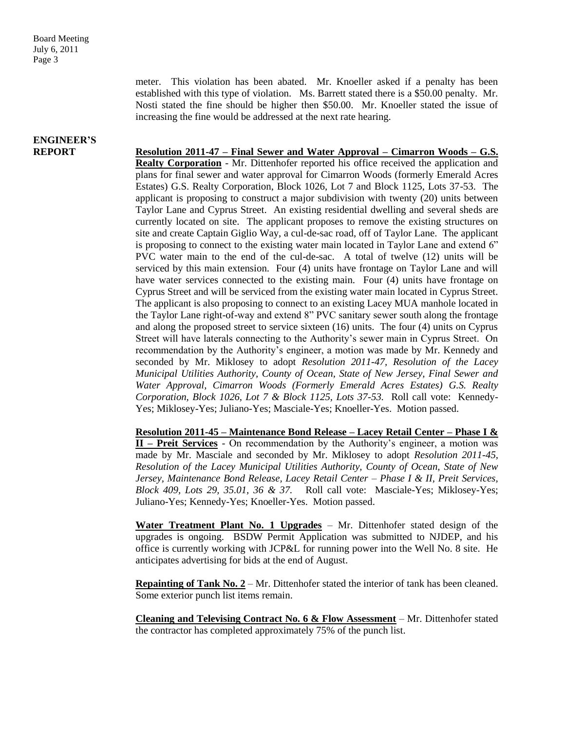meter. This violation has been abated. Mr. Knoeller asked if a penalty has been established with this type of violation. Ms. Barrett stated there is a $50.00 penalty. Mr. Nosti stated the fine should be higher then $50.00. Mr. Knoeller stated the issue of increasing the fine would be addressed at the next rate hearing.

**ENGINEER'S REPORT**

**Resolution 2011-47 – Final Sewer and Water Approval – Cimarron Woods – G.S. Realty Corporation** - Mr. Dittenhofer reported his office received the application and plans for final sewer and water approval for Cimarron Woods (formerly Emerald Acres Estates) G.S. Realty Corporation, Block 1026, Lot 7 and Block 1125, Lots 37-53. The applicant is proposing to construct a major subdivision with twenty (20) units between Taylor Lane and Cyprus Street. An existing residential dwelling and several sheds are currently located on site. The applicant proposes to remove the existing structures on site and create Captain Giglio Way, a cul-de-sac road, off of Taylor Lane. The applicant is proposing to connect to the existing water main located in Taylor Lane and extend 6" PVC water main to the end of the cul-de-sac. A total of twelve (12) units will be serviced by this main extension. Four (4) units have frontage on Taylor Lane and will have water services connected to the existing main. Four (4) units have frontage on Cyprus Street and will be serviced from the existing water main located in Cyprus Street. The applicant is also proposing to connect to an existing Lacey MUA manhole located in the Taylor Lane right-of-way and extend 8" PVC sanitary sewer south along the frontage and along the proposed street to service sixteen (16) units. The four (4) units on Cyprus Street will have laterals connecting to the Authority's sewer main in Cyprus Street. On recommendation by the Authority's engineer, a motion was made by Mr. Kennedy and seconded by Mr. Miklosey to adopt *Resolution 2011-47, Resolution of the Lacey Municipal Utilities Authority, County of Ocean, State of New Jersey, Final Sewer and Water Approval, Cimarron Woods (Formerly Emerald Acres Estates) G.S. Realty Corporation, Block 1026, Lot 7 & Block 1125, Lots 37-53.* Roll call vote: Kennedy-Yes; Miklosey-Yes; Juliano-Yes; Masciale-Yes; Knoeller-Yes. Motion passed.

**Resolution 2011-45 – Maintenance Bond Release – Lacey Retail Center – Phase I & II – Preit Services** - On recommendation by the Authority's engineer, a motion was made by Mr. Masciale and seconded by Mr. Miklosey to adopt *Resolution 2011-45, Resolution of the Lacey Municipal Utilities Authority, County of Ocean, State of New Jersey, Maintenance Bond Release, Lacey Retail Center – Phase I & II, Preit Services, Block 409, Lots 29, 35.01, 36 & 37.* Roll call vote: Masciale-Yes; Miklosey-Yes; Juliano-Yes; Kennedy-Yes; Knoeller-Yes. Motion passed.

**Water Treatment Plant No. 1 Upgrades** – Mr. Dittenhofer stated design of the upgrades is ongoing. BSDW Permit Application was submitted to NJDEP, and his office is currently working with JCP&L for running power into the Well No. 8 site. He anticipates advertising for bids at the end of August.

**Repainting of Tank No. 2** – Mr. Dittenhofer stated the interior of tank has been cleaned. Some exterior punch list items remain.

**Cleaning and Televising Contract No. 6 & Flow Assessment** – Mr. Dittenhofer stated the contractor has completed approximately 75% of the punch list.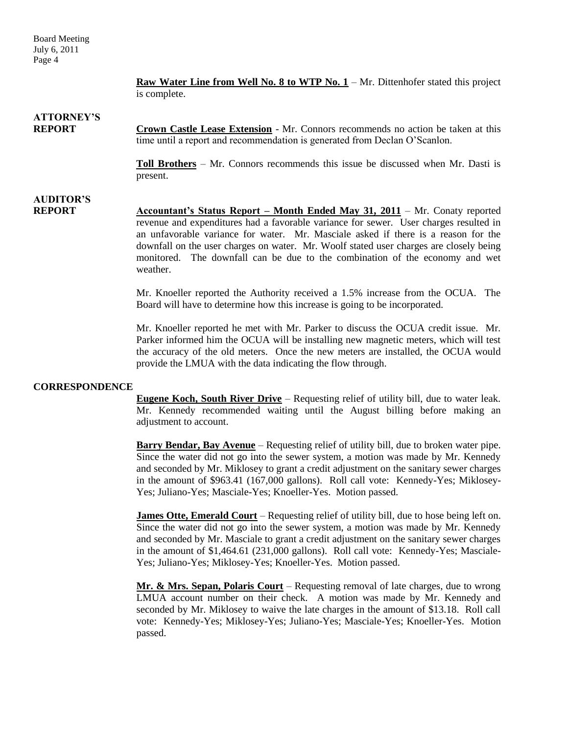**Raw Water Line from Well No. 8 to WTP No. 1** – Mr. Dittenhofer stated this project is complete.

**ATTORNEY'S REPORT**

**Crown Castle Lease Extension** - Mr. Connors recommends no action be taken at this time until a report and recommendation is generated from Declan O'Scanlon.

**Toll Brothers** – Mr. Connors recommends this issue be discussed when Mr. Dasti is present.

**AUDITOR'S REPORT**

**Accountant's Status Report – Month Ended May 31, 2011** – Mr. Conaty reported revenue and expenditures had a favorable variance for sewer. User charges resulted in an unfavorable variance for water. Mr. Masciale asked if there is a reason for the downfall on the user charges on water. Mr. Woolf stated user charges are closely being monitored. The downfall can be due to the combination of the economy and wet weather.

Mr. Knoeller reported the Authority received a 1.5% increase from the OCUA. The Board will have to determine how this increase is going to be incorporated.

Mr. Knoeller reported he met with Mr. Parker to discuss the OCUA credit issue. Mr. Parker informed him the OCUA will be installing new magnetic meters, which will test the accuracy of the old meters. Once the new meters are installed, the OCUA would provide the LMUA with the data indicating the flow through.

**CORRESPONDENCE**

**Eugene Koch, South River Drive** – Requesting relief of utility bill, due to water leak. Mr. Kennedy recommended waiting until the August billing before making an adjustment to account.

**Barry Bendar, Bay Avenue** – Requesting relief of utility bill, due to broken water pipe. Since the water did not go into the sewer system, a motion was made by Mr. Kennedy and seconded by Mr. Miklosey to grant a credit adjustment on the sanitary sewer charges in the amount of $963.41 (167,000 gallons). Roll call vote: Kennedy-Yes; Miklosey-Yes; Juliano-Yes; Masciale-Yes; Knoeller-Yes. Motion passed.

**James Otte, Emerald Court** – Requesting relief of utility bill, due to hose being left on. Since the water did not go into the sewer system, a motion was made by Mr. Kennedy and seconded by Mr. Masciale to grant a credit adjustment on the sanitary sewer charges in the amount of $1,464.61 (231,000 gallons). Roll call vote: Kennedy-Yes; Masciale-Yes; Juliano-Yes; Miklosey-Yes; Knoeller-Yes. Motion passed.

**Mr. & Mrs. Sepan, Polaris Court** – Requesting removal of late charges, due to wrong LMUA account number on their check. A motion was made by Mr. Kennedy and seconded by Mr. Miklosey to waive the late charges in the amount of $13.18. Roll call vote: Kennedy-Yes; Miklosey-Yes; Juliano-Yes; Masciale-Yes; Knoeller-Yes. Motion passed.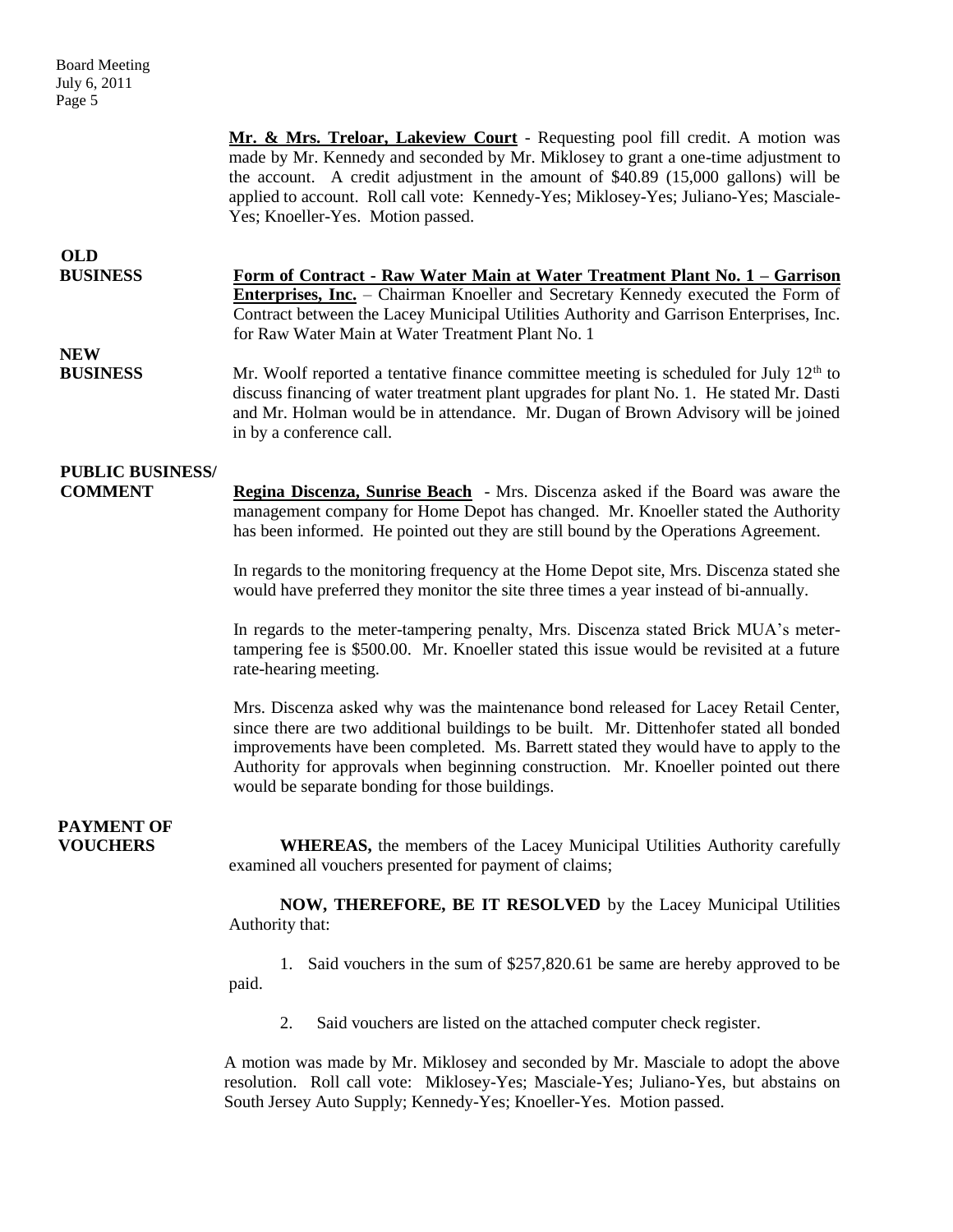**Mr. & Mrs. Treloar, Lakeview Court** - Requesting pool fill credit. A motion was made by Mr. Kennedy and seconded by Mr. Miklosey to grant a one-time adjustment to the account. A credit adjustment in the amount of $40.89 (15,000 gallons) will be applied to account. Roll call vote: Kennedy-Yes; Miklosey-Yes; Juliano-Yes; Masciale-Yes; Knoeller-Yes. Motion passed.

**OLD BUSINESS**

**Form of Contract - Raw Water Main at Water Treatment Plant No. 1 – Garrison Enterprises, Inc.** – Chairman Knoeller and Secretary Kennedy executed the Form of Contract between the Lacey Municipal Utilities Authority and Garrison Enterprises, Inc. for Raw Water Main at Water Treatment Plant No. 1

**NEW BUSINESS**

Mr. Woolf reported a tentative finance committee meeting is scheduled for July 12th to discuss financing of water treatment plant upgrades for plant No. 1. He stated Mr. Dasti and Mr. Holman would be in attendance. Mr. Dugan of Brown Advisory will be joined in by a conference call.

**PUBLIC BUSINESS/ COMMENT**

**Regina Discenza, Sunrise Beach** - Mrs. Discenza asked if the Board was aware the management company for Home Depot has changed. Mr. Knoeller stated the Authority has been informed. He pointed out they are still bound by the Operations Agreement.

In regards to the monitoring frequency at the Home Depot site, Mrs. Discenza stated she would have preferred they monitor the site three times a year instead of bi-annually.

In regards to the meter-tampering penalty, Mrs. Discenza stated Brick MUA's meter-tampering fee is $500.00. Mr. Knoeller stated this issue would be revisited at a future rate-hearing meeting.

Mrs. Discenza asked why was the maintenance bond released for Lacey Retail Center, since there are two additional buildings to be built. Mr. Dittenhofer stated all bonded improvements have been completed. Ms. Barrett stated they would have to apply to the Authority for approvals when beginning construction. Mr. Knoeller pointed out there would be separate bonding for those buildings.

**PAYMENT OF VOUCHERS**

**WHEREAS,** the members of the Lacey Municipal Utilities Authority carefully examined all vouchers presented for payment of claims;

**NOW, THEREFORE, BE IT RESOLVED** by the Lacey Municipal Utilities Authority that:

1. Said vouchers in the sum of $257,820.61 be same are hereby approved to be paid.

2. Said vouchers are listed on the attached computer check register.

A motion was made by Mr. Miklosey and seconded by Mr. Masciale to adopt the above resolution. Roll call vote: Miklosey-Yes; Masciale-Yes; Juliano-Yes, but abstains on South Jersey Auto Supply; Kennedy-Yes; Knoeller-Yes. Motion passed.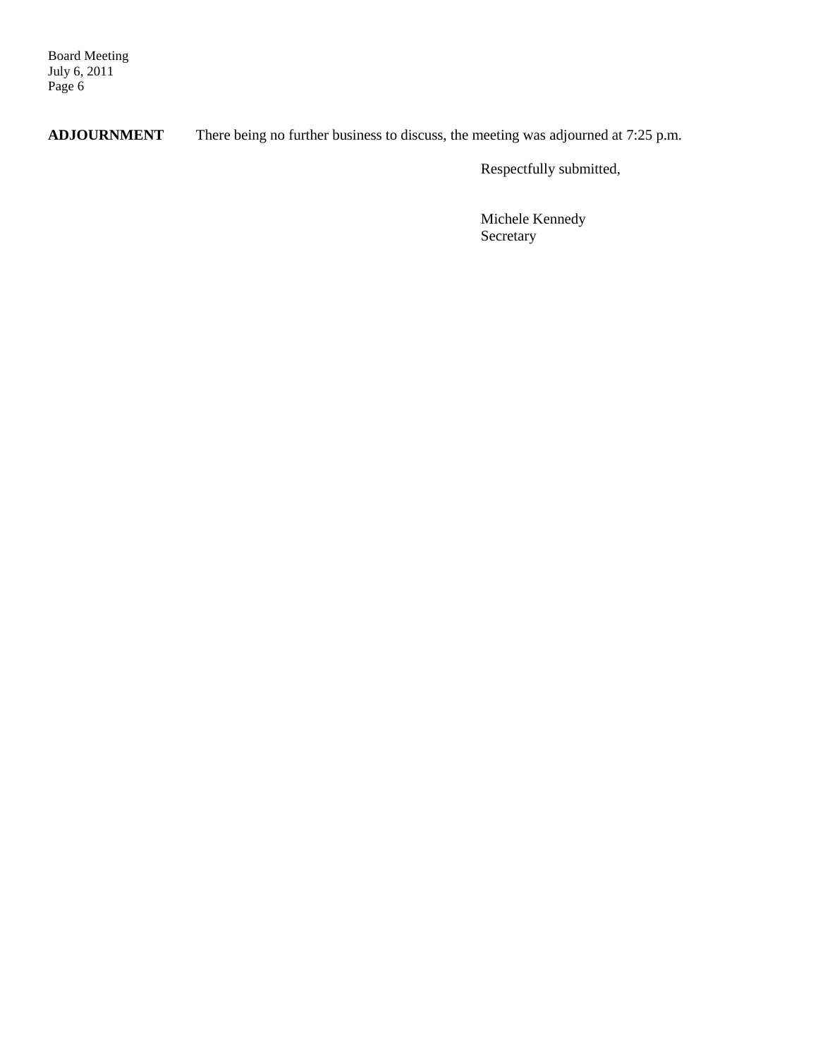**ADJOURNMENT** There being no further business to discuss, the meeting was adjourned at 7:25 p.m.

Respectfully submitted,

Michele Kennedy
Secretary